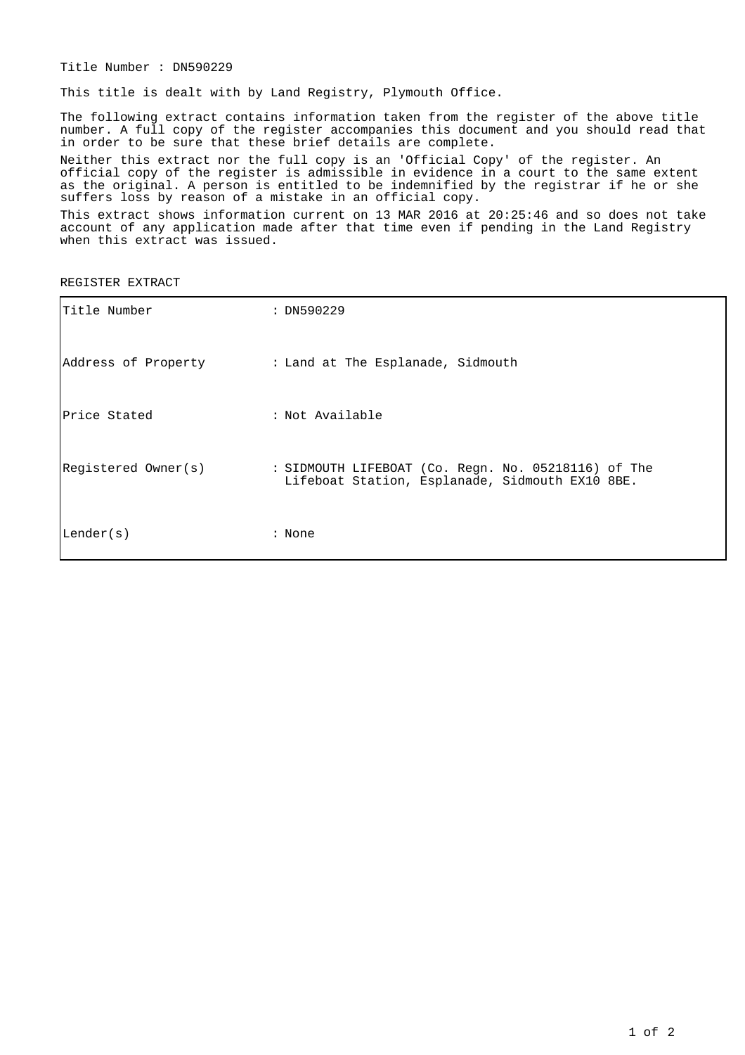Title Number : DN590229

This title is dealt with by Land Registry, Plymouth Office.

The following extract contains information taken from the register of the above title number. A full copy of the register accompanies this document and you should read that in order to be sure that these brief details are complete.

Neither this extract nor the full copy is an 'Official Copy' of the register. An official copy of the register is admissible in evidence in a court to the same extent as the original. A person is entitled to be indemnified by the registrar if he or she suffers loss by reason of a mistake in an official copy.

This extract shows information current on 13 MAR 2016 at 20:25:46 and so does not take account of any application made after that time even if pending in the Land Registry when this extract was issued.

REGISTER EXTRACT

| | |
|---|---|
| Title Number | : DN590229 |
| Address of Property | : Land at The Esplanade, Sidmouth |
| Price Stated | : Not Available |
| Registered Owner(s) | : SIDMOUTH LIFEBOAT (Co. Regn. No. 05218116) of The Lifeboat Station, Esplanade, Sidmouth EX10 8BE. |
| Lender(s) | : None |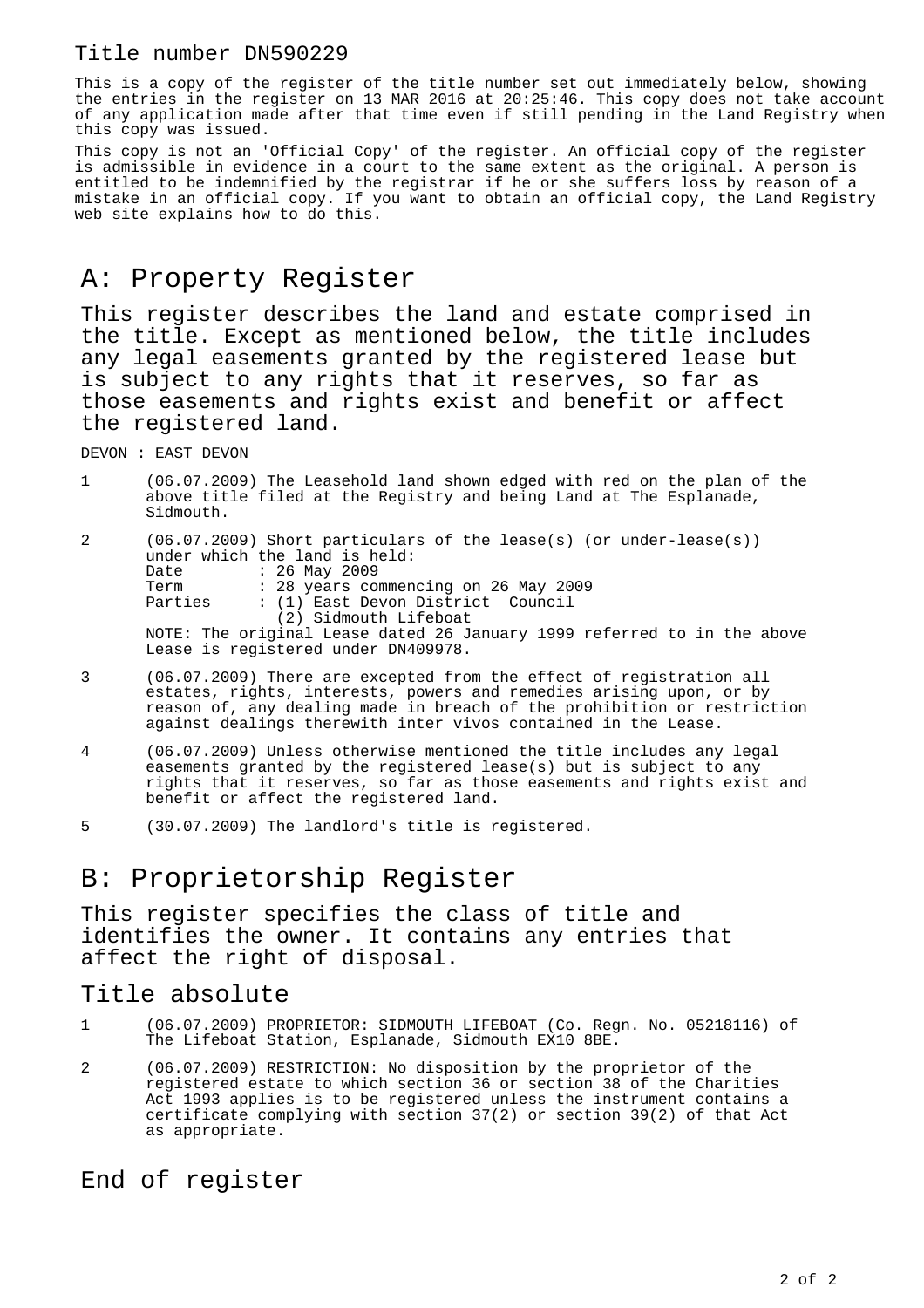Title number DN590229

This is a copy of the register of the title number set out immediately below, showing the entries in the register on 13 MAR 2016 at 20:25:46. This copy does not take account of any application made after that time even if still pending in the Land Registry when this copy was issued.

This copy is not an 'Official Copy' of the register. An official copy of the register is admissible in evidence in a court to the same extent as the original. A person is entitled to be indemnified by the registrar if he or she suffers loss by reason of a mistake in an official copy. If you want to obtain an official copy, the Land Registry web site explains how to do this.

# A: Property Register

This register describes the land and estate comprised in the title. Except as mentioned below, the title includes any legal easements granted by the registered lease but is subject to any rights that it reserves, so far as those easements and rights exist and benefit or affect the registered land.

DEVON : EAST DEVON

1 (06.07.2009) The Leasehold land shown edged with red on the plan of the above title filed at the Registry and being Land at The Esplanade, Sidmouth.

2 (06.07.2009) Short particulars of the lease(s) (or under-lease(s)) under which the land is held:
Date : 26 May 2009
Term : 28 years commencing on 26 May 2009
Parties : (1) East Devon District Council
(2) Sidmouth Lifeboat
NOTE: The original Lease dated 26 January 1999 referred to in the above Lease is registered under DN409978.

3 (06.07.2009) There are excepted from the effect of registration all estates, rights, interests, powers and remedies arising upon, or by reason of, any dealing made in breach of the prohibition or restriction against dealings therewith inter vivos contained in the Lease.

4 (06.07.2009) Unless otherwise mentioned the title includes any legal easements granted by the registered lease(s) but is subject to any rights that it reserves, so far as those easements and rights exist and benefit or affect the registered land.

5 (30.07.2009) The landlord's title is registered.

# B: Proprietorship Register

This register specifies the class of title and identifies the owner. It contains any entries that affect the right of disposal.

## Title absolute

1 (06.07.2009) PROPRIETOR: SIDMOUTH LIFEBOAT (Co. Regn. No. 05218116) of The Lifeboat Station, Esplanade, Sidmouth EX10 8BE.

2 (06.07.2009) RESTRICTION: No disposition by the proprietor of the registered estate to which section 36 or section 38 of the Charities Act 1993 applies is to be registered unless the instrument contains a certificate complying with section 37(2) or section 39(2) of that Act as appropriate.

# End of register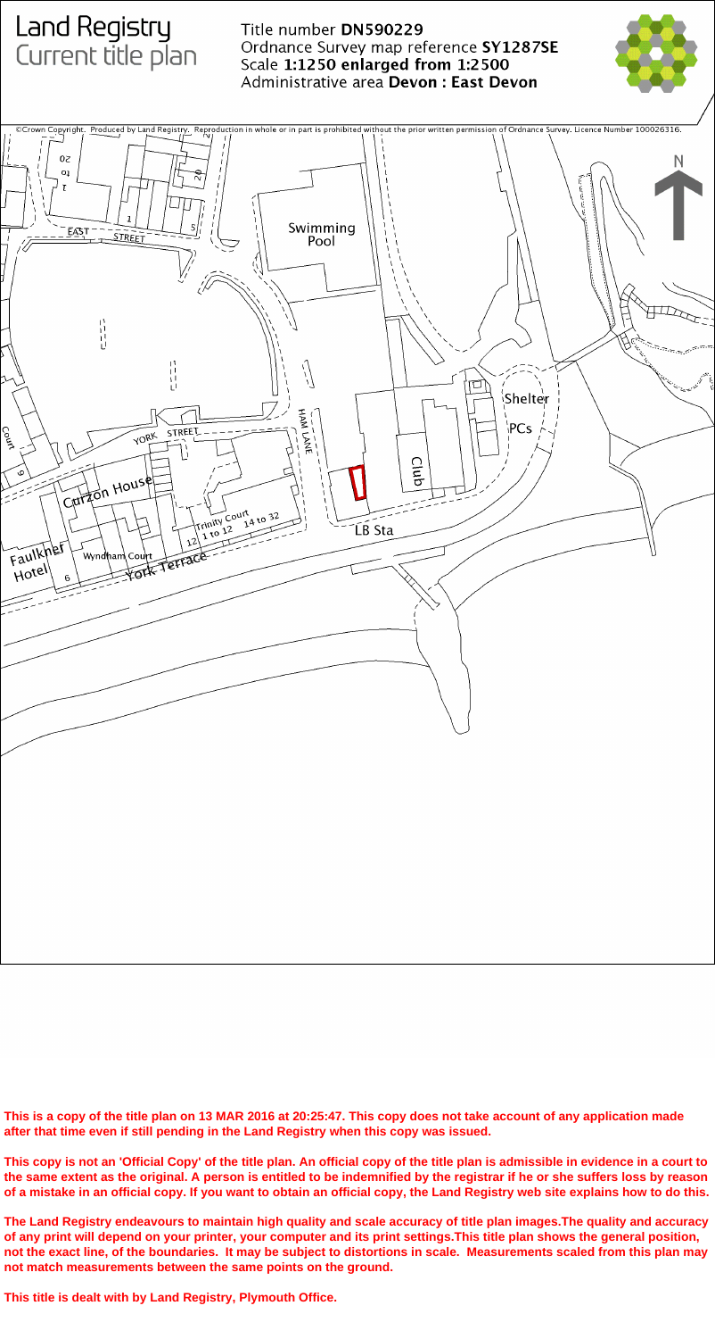# Land Registry
## Current title plan

Title number **DN590229**
Ordnance Survey map reference **SY1287SE**
Scale **1:1250 enlarged from 1:2500**
Administrative area **Devon : East Devon**

©Crown Copyright. Produced by Land Registry. Reproduction in whole or in part is prohibited without the prior written permission of Ordnance Survey. Licence Number 100026316.

N

Swimming Pool

EAST STREET

YORK STREET

HAM LANE

Club

Shelter

PCs

LB Sta

Curzon House

Trinity Court 1 to 12 14 to 32

Faulkner Hotel

Wyndham Court

York Terrace

**This is a copy of the title plan on 13 MAR 2016 at 20:25:47. This copy does not take account of any application made after that time even if still pending in the Land Registry when this copy was issued.**

**This copy is not an 'Official Copy' of the title plan. An official copy of the title plan is admissible in evidence in a court to the same extent as the original. A person is entitled to be indemnified by the registrar if he or she suffers loss by reason of a mistake in an official copy. If you want to obtain an official copy, the Land Registry web site explains how to do this.**

**The Land Registry endeavours to maintain high quality and scale accuracy of title plan images.The quality and accuracy of any print will depend on your printer, your computer and its print settings.This title plan shows the general position, not the exact line, of the boundaries. It may be subject to distortions in scale. Measurements scaled from this plan may not match measurements between the same points on the ground.**

**This title is dealt with by Land Registry, Plymouth Office.**